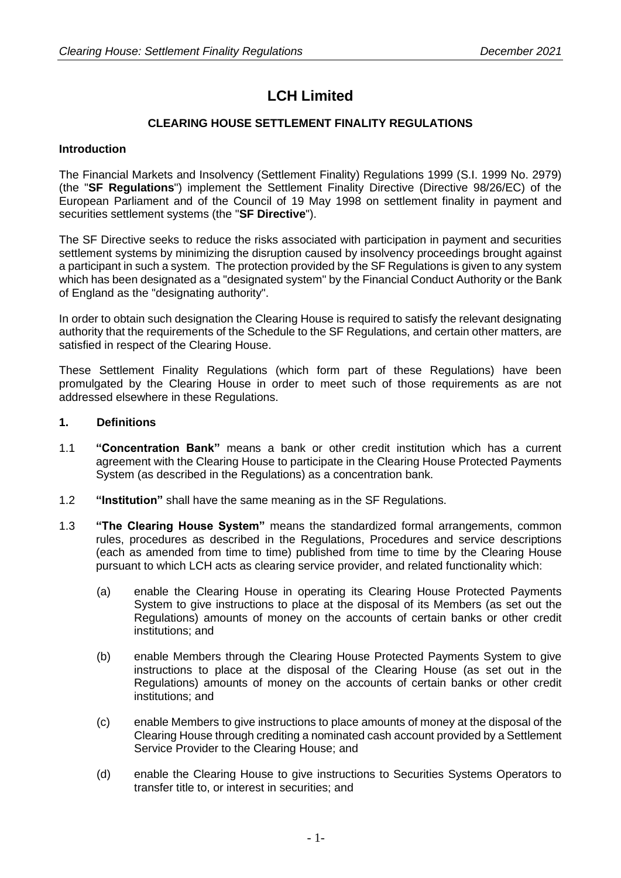# LCH Limited

## CLEARING HOUSE SETTLEMENT FINALITY REGULATIONS

### Introduction

The Financial Markets and Insolvency (Settlement Finality) Regulations 1999 (S.I. 1999 No. 2979) (the "**SF Regulations**") implement the Settlement Finality Directive (Directive 98/26/EC) of the European Parliament and of the Council of 19 May 1998 on settlement finality in payment and securities settlement systems (the "**SF Directive**").

The SF Directive seeks to reduce the risks associated with participation in payment and securities settlement systems by minimizing the disruption caused by insolvency proceedings brought against a participant in such a system. The protection provided by the SF Regulations is given to any system which has been designated as a "designated system" by the Financial Conduct Authority or the Bank of England as the "designating authority".

In order to obtain such designation the Clearing House is required to satisfy the relevant designating authority that the requirements of the Schedule to the SF Regulations, and certain other matters, are satisfied in respect of the Clearing House.

These Settlement Finality Regulations (which form part of these Regulations) have been promulgated by the Clearing House in order to meet such of those requirements as are not addressed elsewhere in these Regulations.

### 1. Definitions

1.1 **"Concentration Bank"** means a bank or other credit institution which has a current agreement with the Clearing House to participate in the Clearing House Protected Payments System (as described in the Regulations) as a concentration bank.

1.2 **"Institution"** shall have the same meaning as in the SF Regulations.

1.3 **"The Clearing House System"** means the standardized formal arrangements, common rules, procedures as described in the Regulations, Procedures and service descriptions (each as amended from time to time) published from time to time by the Clearing House pursuant to which LCH acts as clearing service provider, and related functionality which:

(a) enable the Clearing House in operating its Clearing House Protected Payments System to give instructions to place at the disposal of its Members (as set out the Regulations) amounts of money on the accounts of certain banks or other credit institutions; and

(b) enable Members through the Clearing House Protected Payments System to give instructions to place at the disposal of the Clearing House (as set out in the Regulations) amounts of money on the accounts of certain banks or other credit institutions; and

(c) enable Members to give instructions to place amounts of money at the disposal of the Clearing House through crediting a nominated cash account provided by a Settlement Service Provider to the Clearing House; and

(d) enable the Clearing House to give instructions to Securities Systems Operators to transfer title to, or interest in securities; and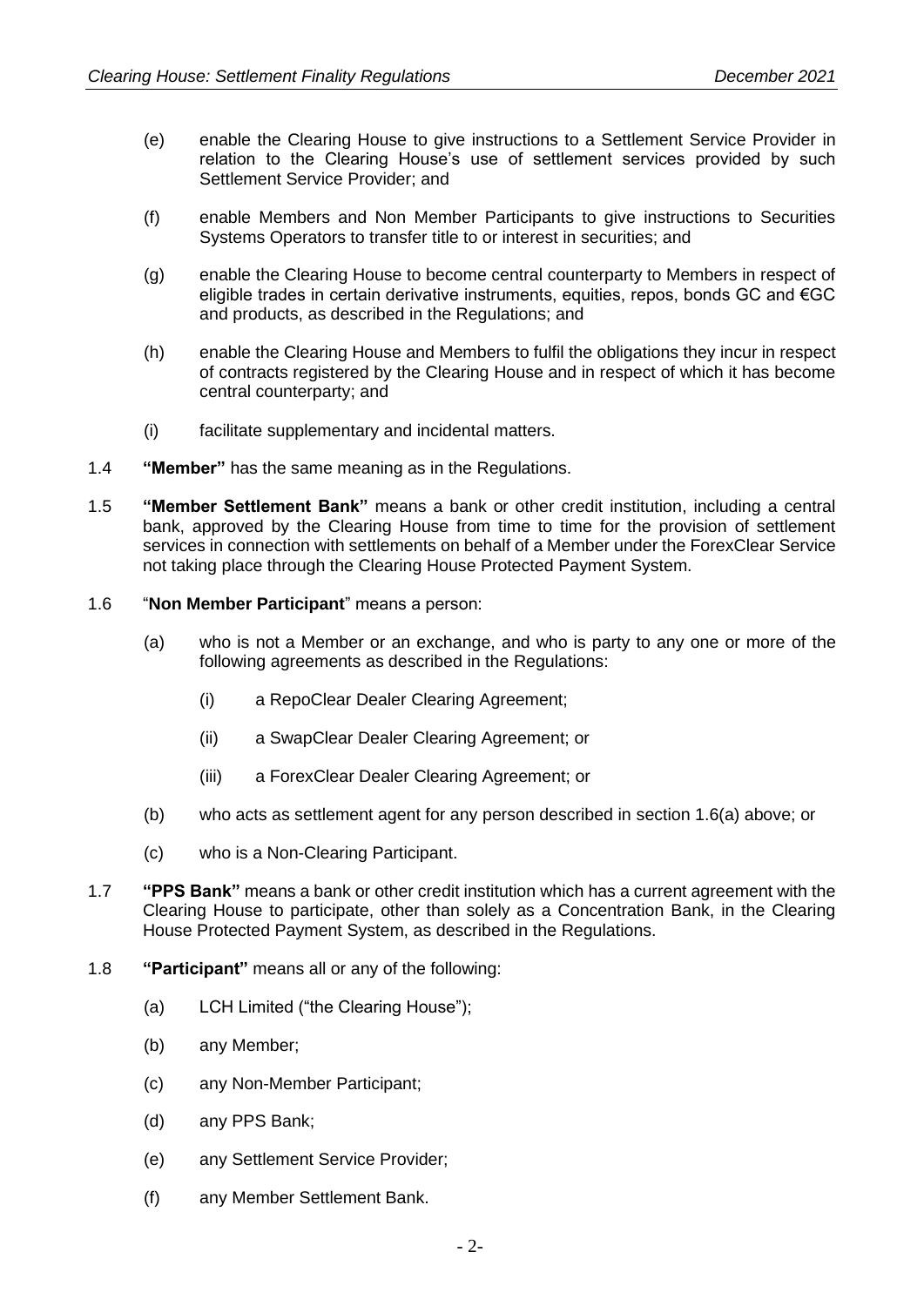(e) enable the Clearing House to give instructions to a Settlement Service Provider in relation to the Clearing House's use of settlement services provided by such Settlement Service Provider; and

(f) enable Members and Non Member Participants to give instructions to Securities Systems Operators to transfer title to or interest in securities; and

(g) enable the Clearing House to become central counterparty to Members in respect of eligible trades in certain derivative instruments, equities, repos, bonds GC and €GC and products, as described in the Regulations; and

(h) enable the Clearing House and Members to fulfil the obligations they incur in respect of contracts registered by the Clearing House and in respect of which it has become central counterparty; and

(i) facilitate supplementary and incidental matters.

1.4 **"Member"** has the same meaning as in the Regulations.

1.5 **"Member Settlement Bank"** means a bank or other credit institution, including a central bank, approved by the Clearing House from time to time for the provision of settlement services in connection with settlements on behalf of a Member under the ForexClear Service not taking place through the Clearing House Protected Payment System.

1.6 "**Non Member Participant**" means a person:

(a) who is not a Member or an exchange, and who is party to any one or more of the following agreements as described in the Regulations:

(i) a RepoClear Dealer Clearing Agreement;

(ii) a SwapClear Dealer Clearing Agreement; or

(iii) a ForexClear Dealer Clearing Agreement; or

(b) who acts as settlement agent for any person described in section 1.6(a) above; or

(c) who is a Non-Clearing Participant.

1.7 **"PPS Bank"** means a bank or other credit institution which has a current agreement with the Clearing House to participate, other than solely as a Concentration Bank, in the Clearing House Protected Payment System, as described in the Regulations.

1.8 **"Participant"** means all or any of the following:

(a) LCH Limited ("the Clearing House");

(b) any Member;

(c) any Non-Member Participant;

(d) any PPS Bank;

(e) any Settlement Service Provider;

(f) any Member Settlement Bank.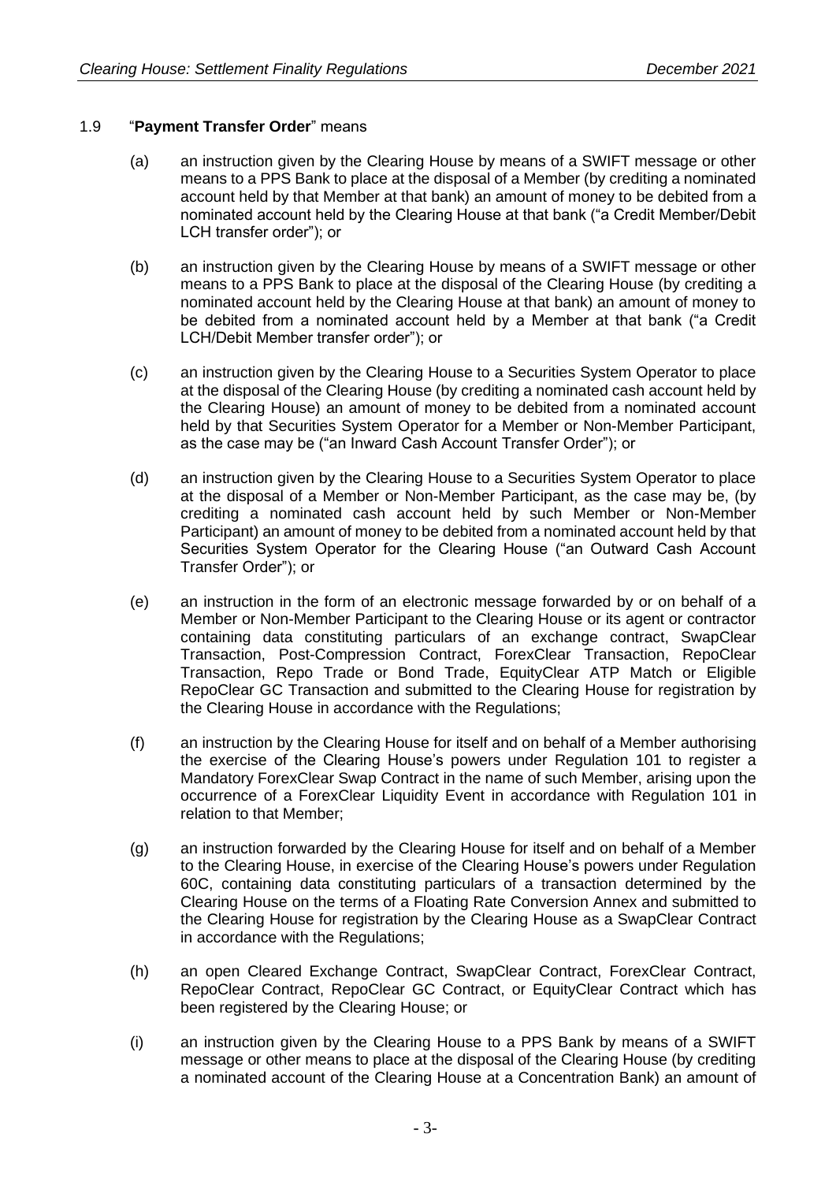1.9 "**Payment Transfer Order**" means

(a) an instruction given by the Clearing House by means of a SWIFT message or other means to a PPS Bank to place at the disposal of a Member (by crediting a nominated account held by that Member at that bank) an amount of money to be debited from a nominated account held by the Clearing House at that bank ("a Credit Member/Debit LCH transfer order"); or

(b) an instruction given by the Clearing House by means of a SWIFT message or other means to a PPS Bank to place at the disposal of the Clearing House (by crediting a nominated account held by the Clearing House at that bank) an amount of money to be debited from a nominated account held by a Member at that bank ("a Credit LCH/Debit Member transfer order"); or

(c) an instruction given by the Clearing House to a Securities System Operator to place at the disposal of the Clearing House (by crediting a nominated cash account held by the Clearing House) an amount of money to be debited from a nominated account held by that Securities System Operator for a Member or Non-Member Participant, as the case may be ("an Inward Cash Account Transfer Order"); or

(d) an instruction given by the Clearing House to a Securities System Operator to place at the disposal of a Member or Non-Member Participant, as the case may be, (by crediting a nominated cash account held by such Member or Non-Member Participant) an amount of money to be debited from a nominated account held by that Securities System Operator for the Clearing House ("an Outward Cash Account Transfer Order"); or

(e) an instruction in the form of an electronic message forwarded by or on behalf of a Member or Non-Member Participant to the Clearing House or its agent or contractor containing data constituting particulars of an exchange contract, SwapClear Transaction, Post-Compression Contract, ForexClear Transaction, RepoClear Transaction, Repo Trade or Bond Trade, EquityClear ATP Match or Eligible RepoClear GC Transaction and submitted to the Clearing House for registration by the Clearing House in accordance with the Regulations;

(f) an instruction by the Clearing House for itself and on behalf of a Member authorising the exercise of the Clearing House's powers under Regulation 101 to register a Mandatory ForexClear Swap Contract in the name of such Member, arising upon the occurrence of a ForexClear Liquidity Event in accordance with Regulation 101 in relation to that Member;

(g) an instruction forwarded by the Clearing House for itself and on behalf of a Member to the Clearing House, in exercise of the Clearing House's powers under Regulation 60C, containing data constituting particulars of a transaction determined by the Clearing House on the terms of a Floating Rate Conversion Annex and submitted to the Clearing House for registration by the Clearing House as a SwapClear Contract in accordance with the Regulations;

(h) an open Cleared Exchange Contract, SwapClear Contract, ForexClear Contract, RepoClear Contract, RepoClear GC Contract, or EquityClear Contract which has been registered by the Clearing House; or

(i) an instruction given by the Clearing House to a PPS Bank by means of a SWIFT message or other means to place at the disposal of the Clearing House (by crediting a nominated account of the Clearing House at a Concentration Bank) an amount of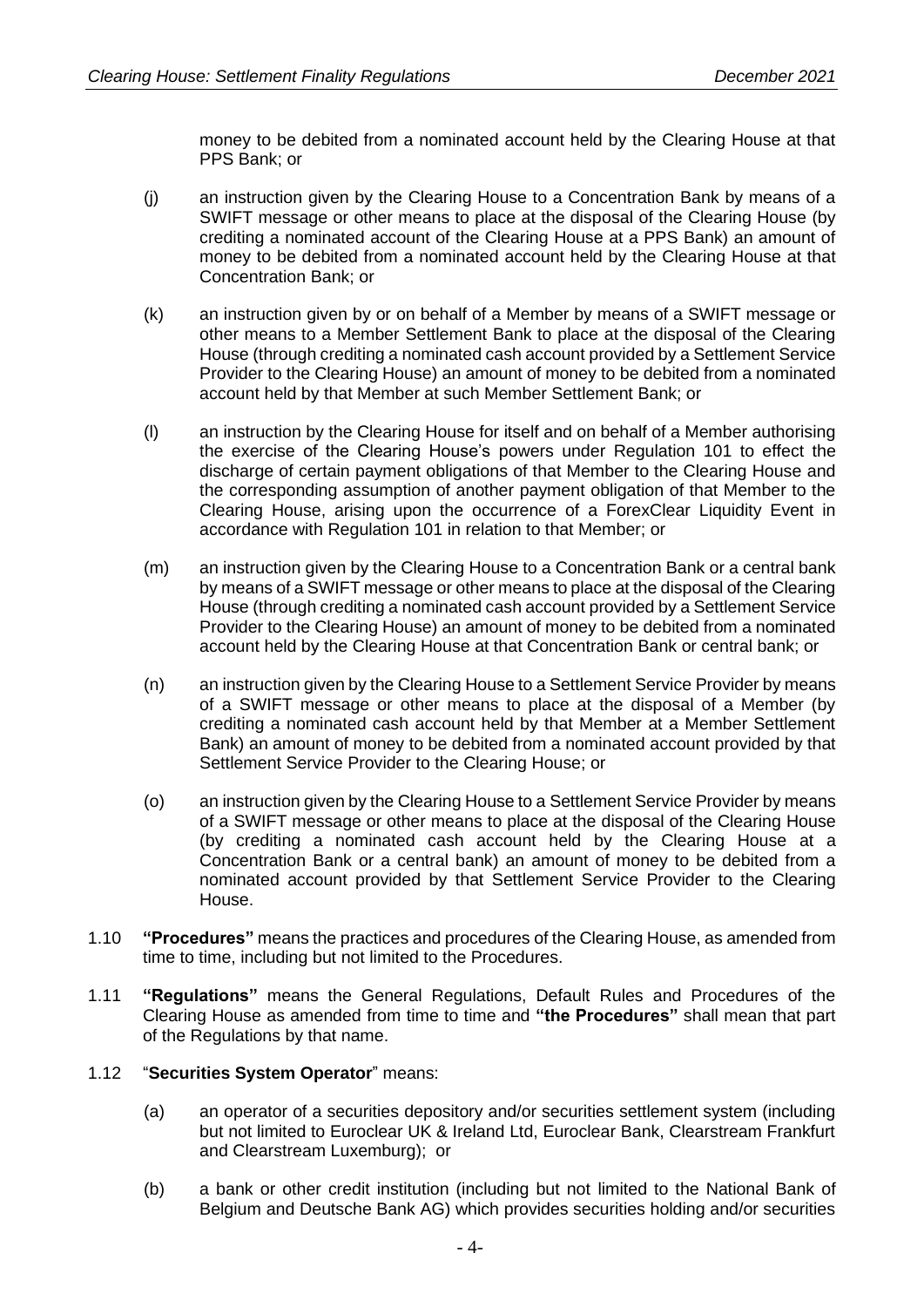money to be debited from a nominated account held by the Clearing House at that PPS Bank; or

(j) an instruction given by the Clearing House to a Concentration Bank by means of a SWIFT message or other means to place at the disposal of the Clearing House (by crediting a nominated account of the Clearing House at a PPS Bank) an amount of money to be debited from a nominated account held by the Clearing House at that Concentration Bank; or

(k) an instruction given by or on behalf of a Member by means of a SWIFT message or other means to a Member Settlement Bank to place at the disposal of the Clearing House (through crediting a nominated cash account provided by a Settlement Service Provider to the Clearing House) an amount of money to be debited from a nominated account held by that Member at such Member Settlement Bank; or

(l) an instruction by the Clearing House for itself and on behalf of a Member authorising the exercise of the Clearing House's powers under Regulation 101 to effect the discharge of certain payment obligations of that Member to the Clearing House and the corresponding assumption of another payment obligation of that Member to the Clearing House, arising upon the occurrence of a ForexClear Liquidity Event in accordance with Regulation 101 in relation to that Member; or

(m) an instruction given by the Clearing House to a Concentration Bank or a central bank by means of a SWIFT message or other means to place at the disposal of the Clearing House (through crediting a nominated cash account provided by a Settlement Service Provider to the Clearing House) an amount of money to be debited from a nominated account held by the Clearing House at that Concentration Bank or central bank; or

(n) an instruction given by the Clearing House to a Settlement Service Provider by means of a SWIFT message or other means to place at the disposal of a Member (by crediting a nominated cash account held by that Member at a Member Settlement Bank) an amount of money to be debited from a nominated account provided by that Settlement Service Provider to the Clearing House; or

(o) an instruction given by the Clearing House to a Settlement Service Provider by means of a SWIFT message or other means to place at the disposal of the Clearing House (by crediting a nominated cash account held by the Clearing House at a Concentration Bank or a central bank) an amount of money to be debited from a nominated account provided by that Settlement Service Provider to the Clearing House.

1.10 **"Procedures"** means the practices and procedures of the Clearing House, as amended from time to time, including but not limited to the Procedures.

1.11 **"Regulations"** means the General Regulations, Default Rules and Procedures of the Clearing House as amended from time to time and **"the Procedures"** shall mean that part of the Regulations by that name.

1.12 "**Securities System Operator**" means:

(a) an operator of a securities depository and/or securities settlement system (including but not limited to Euroclear UK & Ireland Ltd, Euroclear Bank, Clearstream Frankfurt and Clearstream Luxemburg); or

(b) a bank or other credit institution (including but not limited to the National Bank of Belgium and Deutsche Bank AG) which provides securities holding and/or securities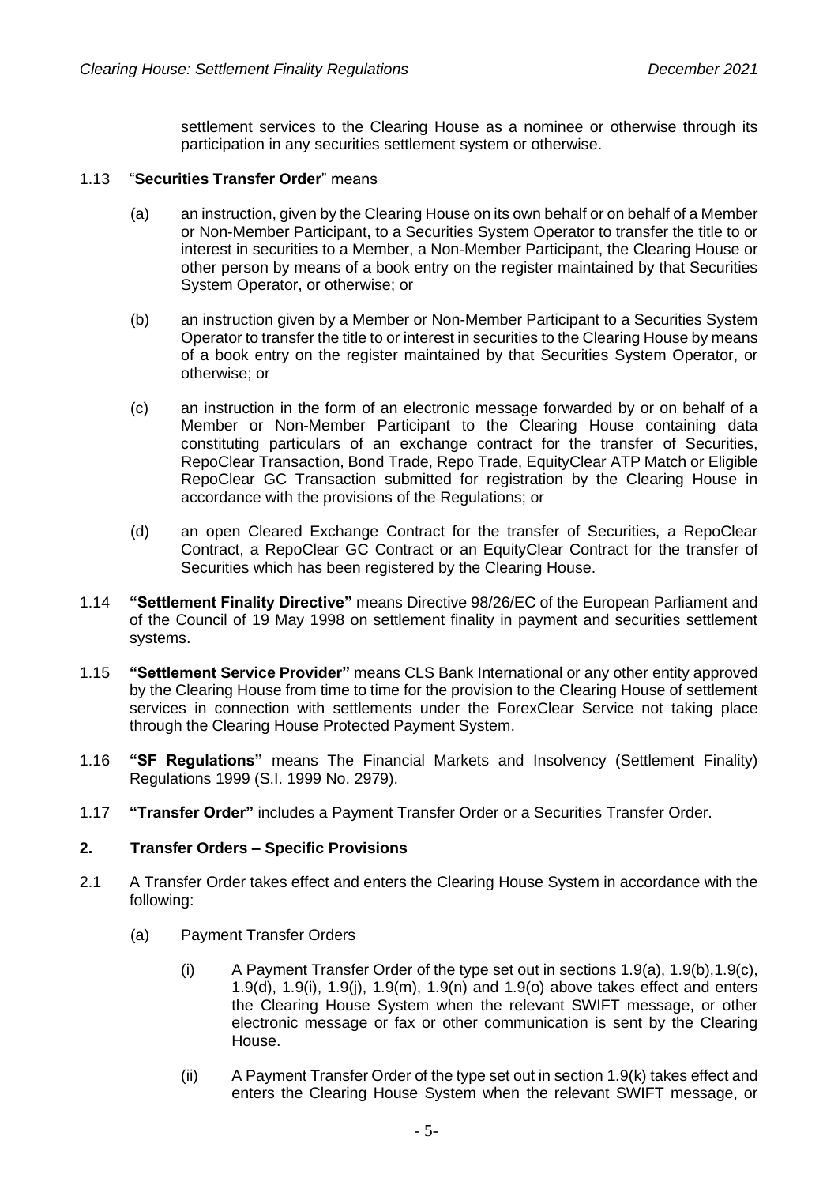settlement services to the Clearing House as a nominee or otherwise through its participation in any securities settlement system or otherwise.

1.13 "**Securities Transfer Order**" means

(a) an instruction, given by the Clearing House on its own behalf or on behalf of a Member or Non-Member Participant, to a Securities System Operator to transfer the title to or interest in securities to a Member, a Non-Member Participant, the Clearing House or other person by means of a book entry on the register maintained by that Securities System Operator, or otherwise; or

(b) an instruction given by a Member or Non-Member Participant to a Securities System Operator to transfer the title to or interest in securities to the Clearing House by means of a book entry on the register maintained by that Securities System Operator, or otherwise; or

(c) an instruction in the form of an electronic message forwarded by or on behalf of a Member or Non-Member Participant to the Clearing House containing data constituting particulars of an exchange contract for the transfer of Securities, RepoClear Transaction, Bond Trade, Repo Trade, EquityClear ATP Match or Eligible RepoClear GC Transaction submitted for registration by the Clearing House in accordance with the provisions of the Regulations; or

(d) an open Cleared Exchange Contract for the transfer of Securities, a RepoClear Contract, a RepoClear GC Contract or an EquityClear Contract for the transfer of Securities which has been registered by the Clearing House.

1.14 **"Settlement Finality Directive"** means Directive 98/26/EC of the European Parliament and of the Council of 19 May 1998 on settlement finality in payment and securities settlement systems.

1.15 **"Settlement Service Provider"** means CLS Bank International or any other entity approved by the Clearing House from time to time for the provision to the Clearing House of settlement services in connection with settlements under the ForexClear Service not taking place through the Clearing House Protected Payment System.

1.16 **"SF Regulations"** means The Financial Markets and Insolvency (Settlement Finality) Regulations 1999 (S.I. 1999 No. 2979).

1.17 **"Transfer Order"** includes a Payment Transfer Order or a Securities Transfer Order.

## 2. Transfer Orders – Specific Provisions

2.1 A Transfer Order takes effect and enters the Clearing House System in accordance with the following:

(a) Payment Transfer Orders

(i) A Payment Transfer Order of the type set out in sections 1.9(a), 1.9(b),1.9(c), 1.9(d), 1.9(i), 1.9(j), 1.9(m), 1.9(n) and 1.9(o) above takes effect and enters the Clearing House System when the relevant SWIFT message, or other electronic message or fax or other communication is sent by the Clearing House.

(ii) A Payment Transfer Order of the type set out in section 1.9(k) takes effect and enters the Clearing House System when the relevant SWIFT message, or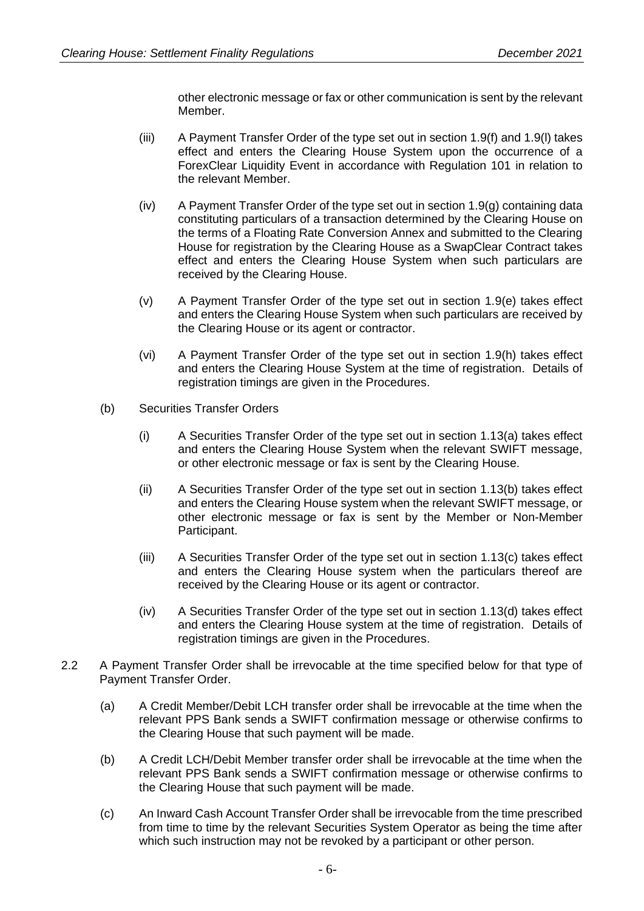other electronic message or fax or other communication is sent by the relevant Member.

(iii) A Payment Transfer Order of the type set out in section 1.9(f) and 1.9(l) takes effect and enters the Clearing House System upon the occurrence of a ForexClear Liquidity Event in accordance with Regulation 101 in relation to the relevant Member.

(iv) A Payment Transfer Order of the type set out in section 1.9(g) containing data constituting particulars of a transaction determined by the Clearing House on the terms of a Floating Rate Conversion Annex and submitted to the Clearing House for registration by the Clearing House as a SwapClear Contract takes effect and enters the Clearing House System when such particulars are received by the Clearing House.

(v) A Payment Transfer Order of the type set out in section 1.9(e) takes effect and enters the Clearing House System when such particulars are received by the Clearing House or its agent or contractor.

(vi) A Payment Transfer Order of the type set out in section 1.9(h) takes effect and enters the Clearing House System at the time of registration. Details of registration timings are given in the Procedures.

(b) Securities Transfer Orders

(i) A Securities Transfer Order of the type set out in section 1.13(a) takes effect and enters the Clearing House System when the relevant SWIFT message, or other electronic message or fax is sent by the Clearing House.

(ii) A Securities Transfer Order of the type set out in section 1.13(b) takes effect and enters the Clearing House system when the relevant SWIFT message, or other electronic message or fax is sent by the Member or Non-Member Participant.

(iii) A Securities Transfer Order of the type set out in section 1.13(c) takes effect and enters the Clearing House system when the particulars thereof are received by the Clearing House or its agent or contractor.

(iv) A Securities Transfer Order of the type set out in section 1.13(d) takes effect and enters the Clearing House system at the time of registration. Details of registration timings are given in the Procedures.

2.2 A Payment Transfer Order shall be irrevocable at the time specified below for that type of Payment Transfer Order.

(a) A Credit Member/Debit LCH transfer order shall be irrevocable at the time when the relevant PPS Bank sends a SWIFT confirmation message or otherwise confirms to the Clearing House that such payment will be made.

(b) A Credit LCH/Debit Member transfer order shall be irrevocable at the time when the relevant PPS Bank sends a SWIFT confirmation message or otherwise confirms to the Clearing House that such payment will be made.

(c) An Inward Cash Account Transfer Order shall be irrevocable from the time prescribed from time to time by the relevant Securities System Operator as being the time after which such instruction may not be revoked by a participant or other person.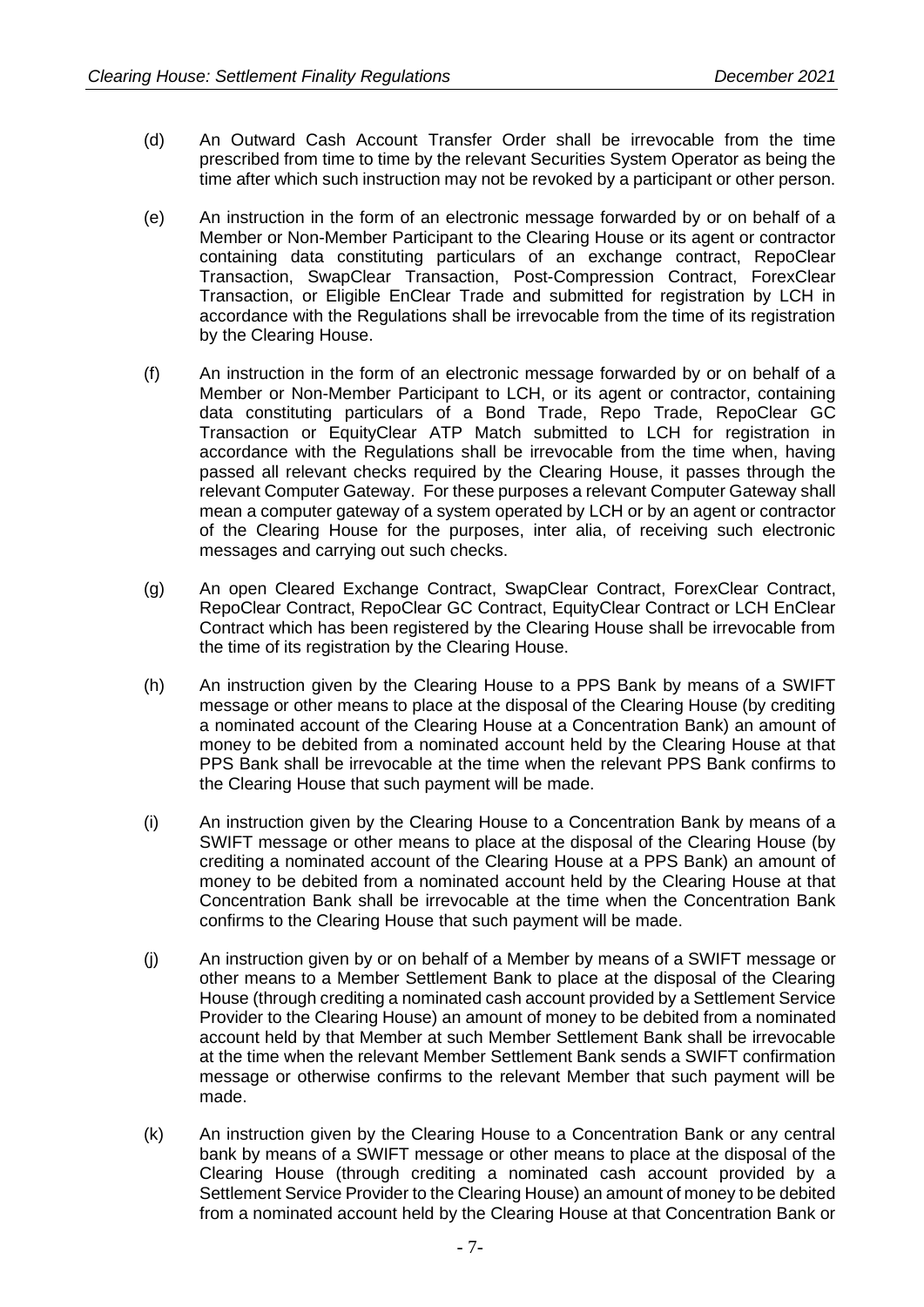(d) An Outward Cash Account Transfer Order shall be irrevocable from the time prescribed from time to time by the relevant Securities System Operator as being the time after which such instruction may not be revoked by a participant or other person.

(e) An instruction in the form of an electronic message forwarded by or on behalf of a Member or Non-Member Participant to the Clearing House or its agent or contractor containing data constituting particulars of an exchange contract, RepoClear Transaction, SwapClear Transaction, Post-Compression Contract, ForexClear Transaction, or Eligible EnClear Trade and submitted for registration by LCH in accordance with the Regulations shall be irrevocable from the time of its registration by the Clearing House.

(f) An instruction in the form of an electronic message forwarded by or on behalf of a Member or Non-Member Participant to LCH, or its agent or contractor, containing data constituting particulars of a Bond Trade, Repo Trade, RepoClear GC Transaction or EquityClear ATP Match submitted to LCH for registration in accordance with the Regulations shall be irrevocable from the time when, having passed all relevant checks required by the Clearing House, it passes through the relevant Computer Gateway. For these purposes a relevant Computer Gateway shall mean a computer gateway of a system operated by LCH or by an agent or contractor of the Clearing House for the purposes, inter alia, of receiving such electronic messages and carrying out such checks.

(g) An open Cleared Exchange Contract, SwapClear Contract, ForexClear Contract, RepoClear Contract, RepoClear GC Contract, EquityClear Contract or LCH EnClear Contract which has been registered by the Clearing House shall be irrevocable from the time of its registration by the Clearing House.

(h) An instruction given by the Clearing House to a PPS Bank by means of a SWIFT message or other means to place at the disposal of the Clearing House (by crediting a nominated account of the Clearing House at a Concentration Bank) an amount of money to be debited from a nominated account held by the Clearing House at that PPS Bank shall be irrevocable at the time when the relevant PPS Bank confirms to the Clearing House that such payment will be made.

(i) An instruction given by the Clearing House to a Concentration Bank by means of a SWIFT message or other means to place at the disposal of the Clearing House (by crediting a nominated account of the Clearing House at a PPS Bank) an amount of money to be debited from a nominated account held by the Clearing House at that Concentration Bank shall be irrevocable at the time when the Concentration Bank confirms to the Clearing House that such payment will be made.

(j) An instruction given by or on behalf of a Member by means of a SWIFT message or other means to a Member Settlement Bank to place at the disposal of the Clearing House (through crediting a nominated cash account provided by a Settlement Service Provider to the Clearing House) an amount of money to be debited from a nominated account held by that Member at such Member Settlement Bank shall be irrevocable at the time when the relevant Member Settlement Bank sends a SWIFT confirmation message or otherwise confirms to the relevant Member that such payment will be made.

(k) An instruction given by the Clearing House to a Concentration Bank or any central bank by means of a SWIFT message or other means to place at the disposal of the Clearing House (through crediting a nominated cash account provided by a Settlement Service Provider to the Clearing House) an amount of money to be debited from a nominated account held by the Clearing House at that Concentration Bank or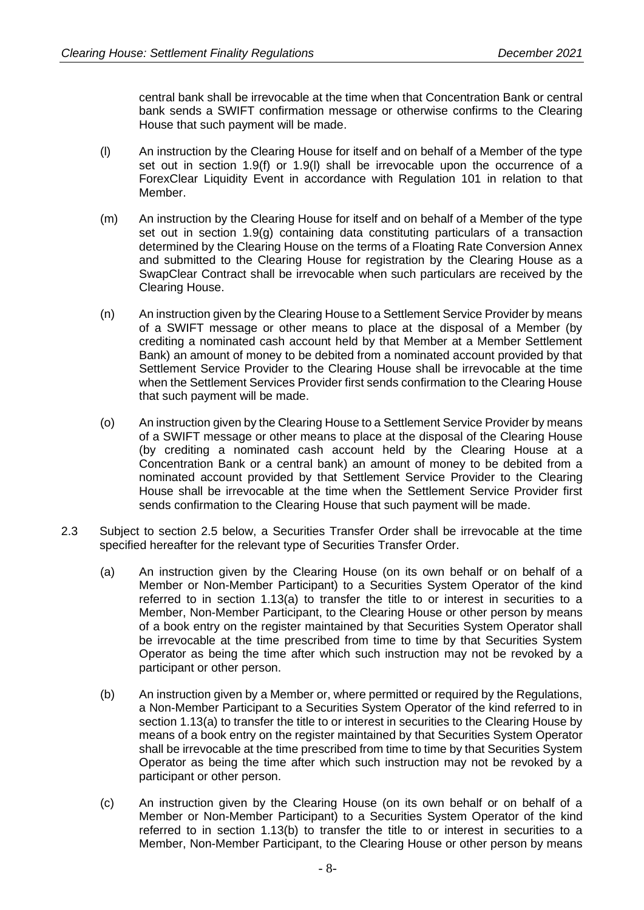central bank shall be irrevocable at the time when that Concentration Bank or central bank sends a SWIFT confirmation message or otherwise confirms to the Clearing House that such payment will be made.

(l) An instruction by the Clearing House for itself and on behalf of a Member of the type set out in section 1.9(f) or 1.9(l) shall be irrevocable upon the occurrence of a ForexClear Liquidity Event in accordance with Regulation 101 in relation to that Member.

(m) An instruction by the Clearing House for itself and on behalf of a Member of the type set out in section 1.9(g) containing data constituting particulars of a transaction determined by the Clearing House on the terms of a Floating Rate Conversion Annex and submitted to the Clearing House for registration by the Clearing House as a SwapClear Contract shall be irrevocable when such particulars are received by the Clearing House.

(n) An instruction given by the Clearing House to a Settlement Service Provider by means of a SWIFT message or other means to place at the disposal of a Member (by crediting a nominated cash account held by that Member at a Member Settlement Bank) an amount of money to be debited from a nominated account provided by that Settlement Service Provider to the Clearing House shall be irrevocable at the time when the Settlement Services Provider first sends confirmation to the Clearing House that such payment will be made.

(o) An instruction given by the Clearing House to a Settlement Service Provider by means of a SWIFT message or other means to place at the disposal of the Clearing House (by crediting a nominated cash account held by the Clearing House at a Concentration Bank or a central bank) an amount of money to be debited from a nominated account provided by that Settlement Service Provider to the Clearing House shall be irrevocable at the time when the Settlement Service Provider first sends confirmation to the Clearing House that such payment will be made.

2.3 Subject to section 2.5 below, a Securities Transfer Order shall be irrevocable at the time specified hereafter for the relevant type of Securities Transfer Order.

(a) An instruction given by the Clearing House (on its own behalf or on behalf of a Member or Non-Member Participant) to a Securities System Operator of the kind referred to in section 1.13(a) to transfer the title to or interest in securities to a Member, Non-Member Participant, to the Clearing House or other person by means of a book entry on the register maintained by that Securities System Operator shall be irrevocable at the time prescribed from time to time by that Securities System Operator as being the time after which such instruction may not be revoked by a participant or other person.

(b) An instruction given by a Member or, where permitted or required by the Regulations, a Non-Member Participant to a Securities System Operator of the kind referred to in section 1.13(a) to transfer the title to or interest in securities to the Clearing House by means of a book entry on the register maintained by that Securities System Operator shall be irrevocable at the time prescribed from time to time by that Securities System Operator as being the time after which such instruction may not be revoked by a participant or other person.

(c) An instruction given by the Clearing House (on its own behalf or on behalf of a Member or Non-Member Participant) to a Securities System Operator of the kind referred to in section 1.13(b) to transfer the title to or interest in securities to a Member, Non-Member Participant, to the Clearing House or other person by means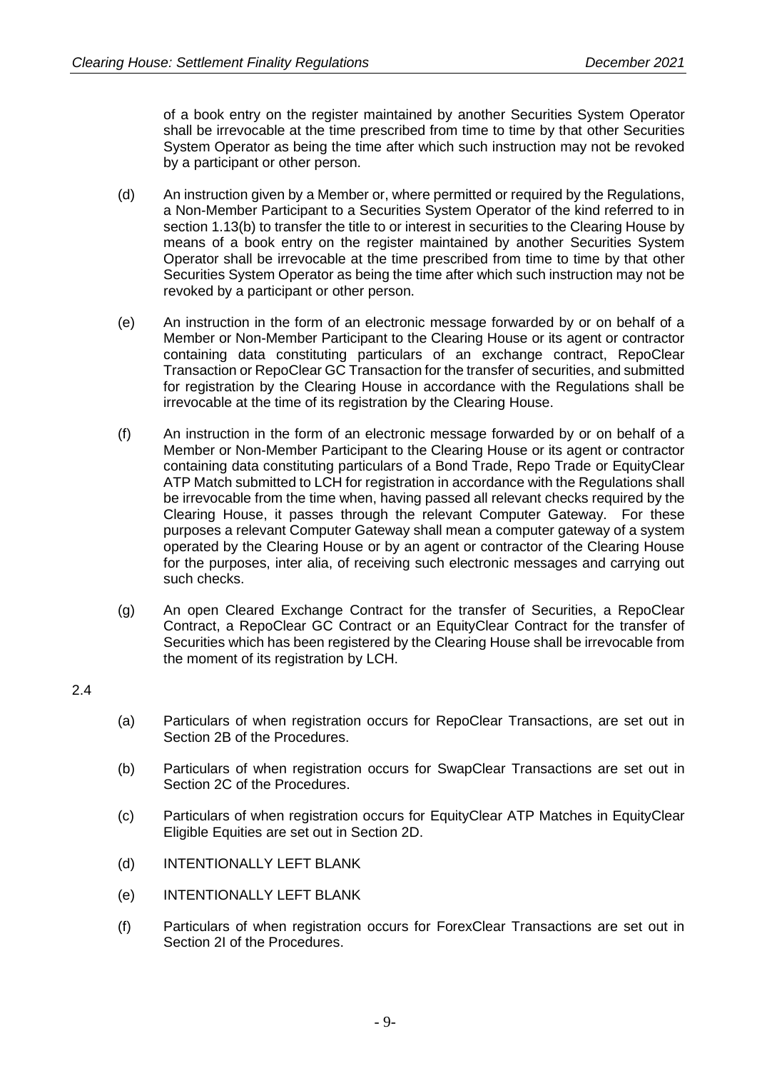of a book entry on the register maintained by another Securities System Operator shall be irrevocable at the time prescribed from time to time by that other Securities System Operator as being the time after which such instruction may not be revoked by a participant or other person.

(d) An instruction given by a Member or, where permitted or required by the Regulations, a Non-Member Participant to a Securities System Operator of the kind referred to in section 1.13(b) to transfer the title to or interest in securities to the Clearing House by means of a book entry on the register maintained by another Securities System Operator shall be irrevocable at the time prescribed from time to time by that other Securities System Operator as being the time after which such instruction may not be revoked by a participant or other person.

(e) An instruction in the form of an electronic message forwarded by or on behalf of a Member or Non-Member Participant to the Clearing House or its agent or contractor containing data constituting particulars of an exchange contract, RepoClear Transaction or RepoClear GC Transaction for the transfer of securities, and submitted for registration by the Clearing House in accordance with the Regulations shall be irrevocable at the time of its registration by the Clearing House.

(f) An instruction in the form of an electronic message forwarded by or on behalf of a Member or Non-Member Participant to the Clearing House or its agent or contractor containing data constituting particulars of a Bond Trade, Repo Trade or EquityClear ATP Match submitted to LCH for registration in accordance with the Regulations shall be irrevocable from the time when, having passed all relevant checks required by the Clearing House, it passes through the relevant Computer Gateway. For these purposes a relevant Computer Gateway shall mean a computer gateway of a system operated by the Clearing House or by an agent or contractor of the Clearing House for the purposes, inter alia, of receiving such electronic messages and carrying out such checks.

(g) An open Cleared Exchange Contract for the transfer of Securities, a RepoClear Contract, a RepoClear GC Contract or an EquityClear Contract for the transfer of Securities which has been registered by the Clearing House shall be irrevocable from the moment of its registration by LCH.

2.4

(a) Particulars of when registration occurs for RepoClear Transactions, are set out in Section 2B of the Procedures.

(b) Particulars of when registration occurs for SwapClear Transactions are set out in Section 2C of the Procedures.

(c) Particulars of when registration occurs for EquityClear ATP Matches in EquityClear Eligible Equities are set out in Section 2D.

(d) INTENTIONALLY LEFT BLANK

(e) INTENTIONALLY LEFT BLANK

(f) Particulars of when registration occurs for ForexClear Transactions are set out in Section 2I of the Procedures.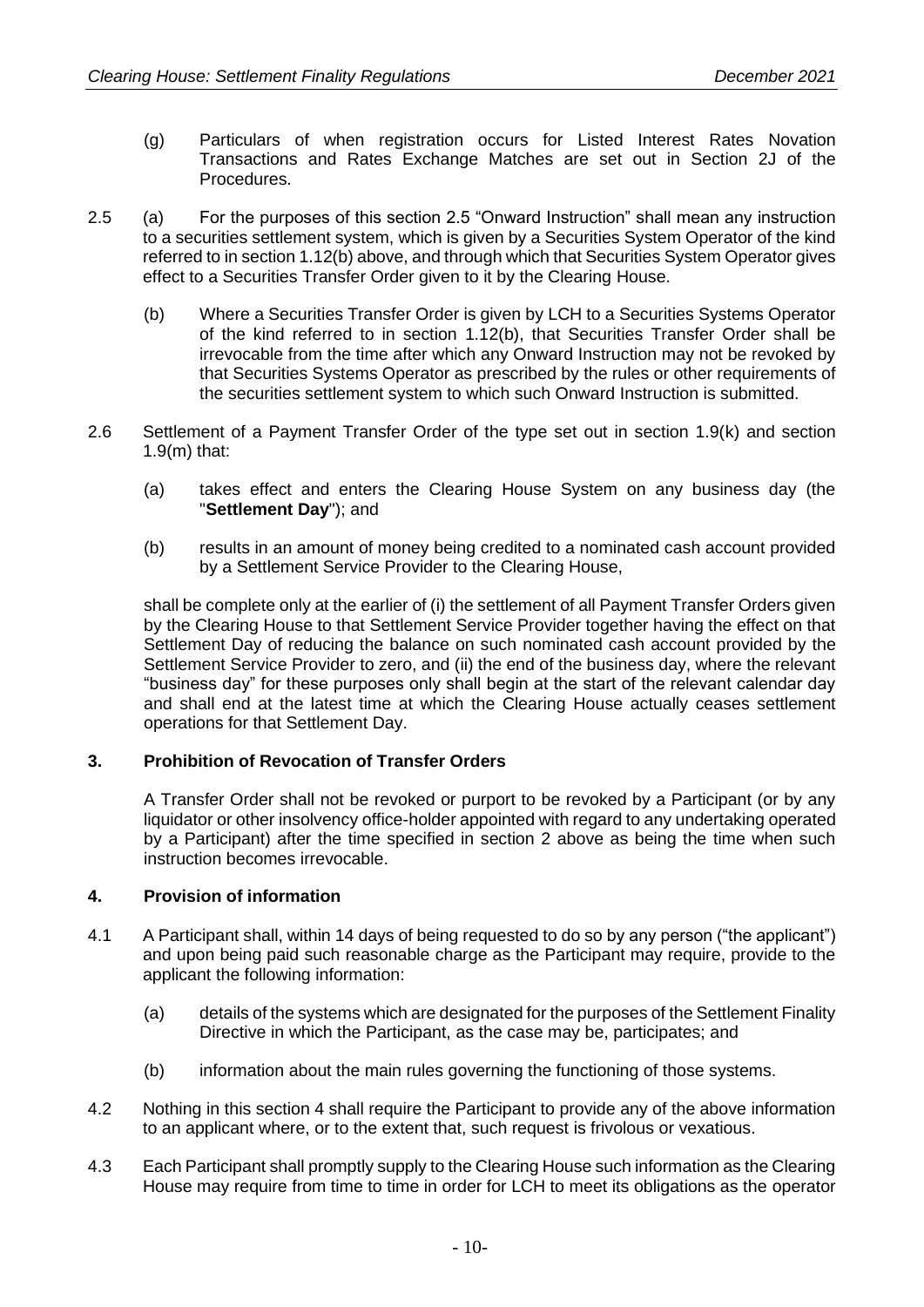(g) Particulars of when registration occurs for Listed Interest Rates Novation Transactions and Rates Exchange Matches are set out in Section 2J of the Procedures.

2.5 (a) For the purposes of this section 2.5 "Onward Instruction" shall mean any instruction to a securities settlement system, which is given by a Securities System Operator of the kind referred to in section 1.12(b) above, and through which that Securities System Operator gives effect to a Securities Transfer Order given to it by the Clearing House.

(b) Where a Securities Transfer Order is given by LCH to a Securities Systems Operator of the kind referred to in section 1.12(b), that Securities Transfer Order shall be irrevocable from the time after which any Onward Instruction may not be revoked by that Securities Systems Operator as prescribed by the rules or other requirements of the securities settlement system to which such Onward Instruction is submitted.

2.6 Settlement of a Payment Transfer Order of the type set out in section 1.9(k) and section 1.9(m) that:

(a) takes effect and enters the Clearing House System on any business day (the "**Settlement Day**"); and

(b) results in an amount of money being credited to a nominated cash account provided by a Settlement Service Provider to the Clearing House,

shall be complete only at the earlier of (i) the settlement of all Payment Transfer Orders given by the Clearing House to that Settlement Service Provider together having the effect on that Settlement Day of reducing the balance on such nominated cash account provided by the Settlement Service Provider to zero, and (ii) the end of the business day, where the relevant "business day" for these purposes only shall begin at the start of the relevant calendar day and shall end at the latest time at which the Clearing House actually ceases settlement operations for that Settlement Day.

## 3. Prohibition of Revocation of Transfer Orders

A Transfer Order shall not be revoked or purport to be revoked by a Participant (or by any liquidator or other insolvency office-holder appointed with regard to any undertaking operated by a Participant) after the time specified in section 2 above as being the time when such instruction becomes irrevocable.

## 4. Provision of information

4.1 A Participant shall, within 14 days of being requested to do so by any person ("the applicant") and upon being paid such reasonable charge as the Participant may require, provide to the applicant the following information:

(a) details of the systems which are designated for the purposes of the Settlement Finality Directive in which the Participant, as the case may be, participates; and

(b) information about the main rules governing the functioning of those systems.

4.2 Nothing in this section 4 shall require the Participant to provide any of the above information to an applicant where, or to the extent that, such request is frivolous or vexatious.

4.3 Each Participant shall promptly supply to the Clearing House such information as the Clearing House may require from time to time in order for LCH to meet its obligations as the operator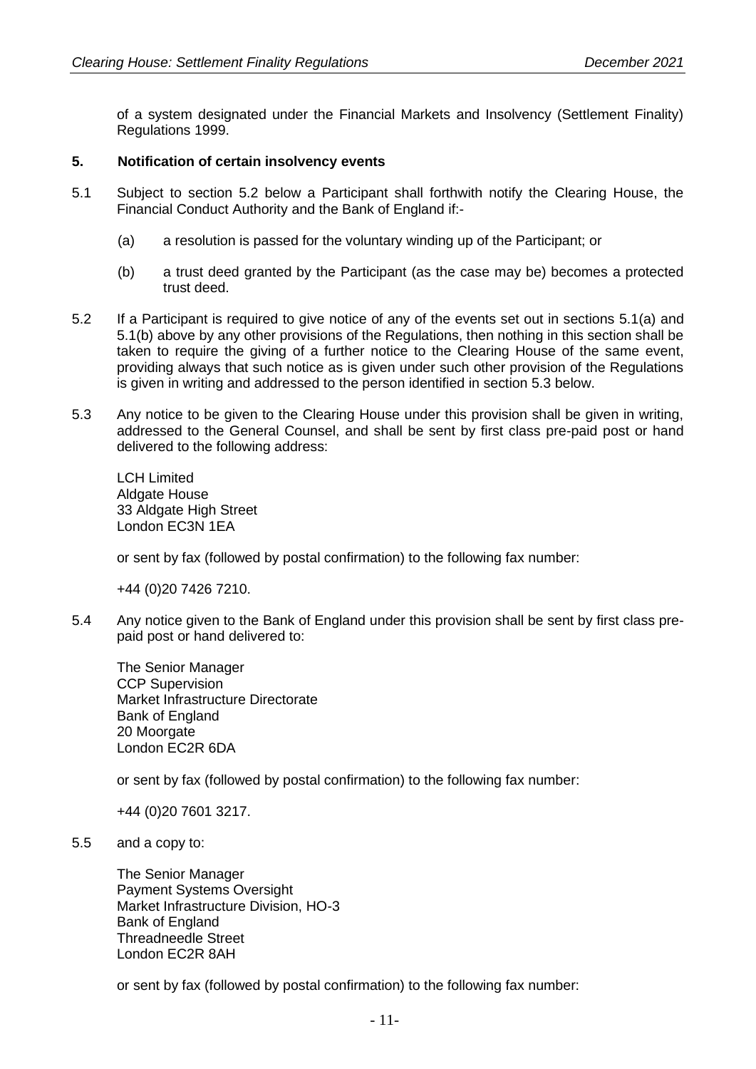of a system designated under the Financial Markets and Insolvency (Settlement Finality) Regulations 1999.

## 5. Notification of certain insolvency events

5.1 Subject to section 5.2 below a Participant shall forthwith notify the Clearing House, the Financial Conduct Authority and the Bank of England if:-

(a) a resolution is passed for the voluntary winding up of the Participant; or

(b) a trust deed granted by the Participant (as the case may be) becomes a protected trust deed.

5.2 If a Participant is required to give notice of any of the events set out in sections 5.1(a) and 5.1(b) above by any other provisions of the Regulations, then nothing in this section shall be taken to require the giving of a further notice to the Clearing House of the same event, providing always that such notice as is given under such other provision of the Regulations is given in writing and addressed to the person identified in section 5.3 below.

5.3 Any notice to be given to the Clearing House under this provision shall be given in writing, addressed to the General Counsel, and shall be sent by first class pre-paid post or hand delivered to the following address:

LCH Limited
Aldgate House
33 Aldgate High Street
London EC3N 1EA

or sent by fax (followed by postal confirmation) to the following fax number:

+44 (0)20 7426 7210.

5.4 Any notice given to the Bank of England under this provision shall be sent by first class pre-paid post or hand delivered to:

The Senior Manager
CCP Supervision
Market Infrastructure Directorate
Bank of England
20 Moorgate
London EC2R 6DA

or sent by fax (followed by postal confirmation) to the following fax number:

+44 (0)20 7601 3217.

5.5 and a copy to:

The Senior Manager
Payment Systems Oversight
Market Infrastructure Division, HO-3
Bank of England
Threadneedle Street
London EC2R 8AH

or sent by fax (followed by postal confirmation) to the following fax number: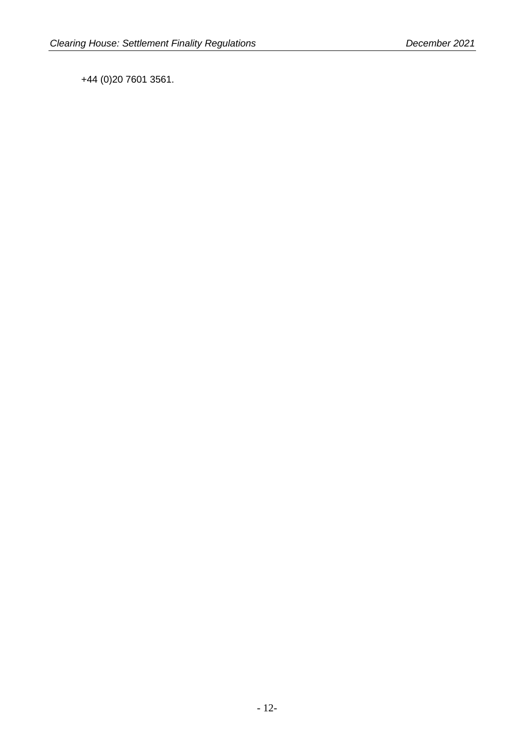+44 (0)20 7601 3561.